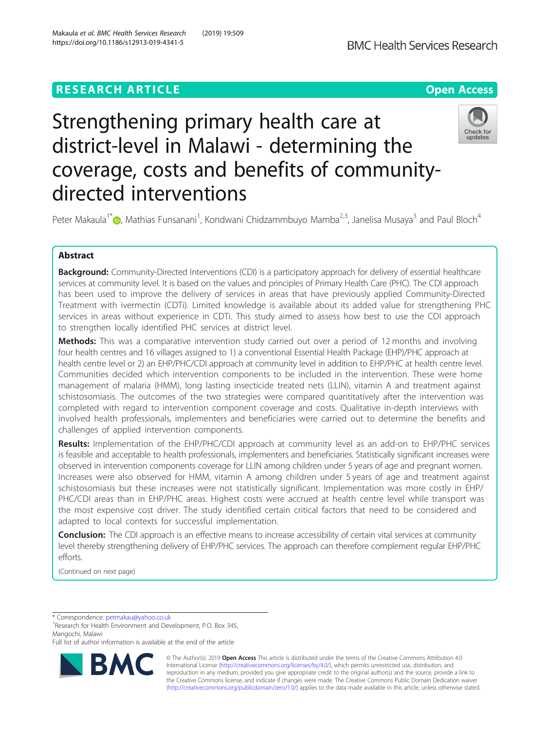# Strengthening primary health care at district-level in Malawi - determining the coverage, costs and benefits of community-directed interventions

Peter Makaula[1*], Mathias Funsanani[1], Kondwani Chidzammbuyo Mamba[2,3], Janelisa Musaya[3] and Paul Bloch[4]

## Abstract

**Background:** Community-Directed Interventions (CDI) is a participatory approach for delivery of essential healthcare services at community level. It is based on the values and principles of Primary Health Care (PHC). The CDI approach has been used to improve the delivery of services in areas that have previously applied Community-Directed Treatment with ivermectin (CDTi). Limited knowledge is available about its added value for strengthening PHC services in areas without experience in CDTi. This study aimed to assess how best to use the CDI approach to strengthen locally identified PHC services at district level.

**Methods:** This was a comparative intervention study carried out over a period of 12 months and involving four health centres and 16 villages assigned to 1) a conventional Essential Health Package (EHP)/PHC approach at health centre level or 2) an EHP/PHC/CDI approach at community level in addition to EHP/PHC at health centre level. Communities decided which intervention components to be included in the intervention. These were home management of malaria (HMM), long lasting insecticide treated nets (LLIN), vitamin A and treatment against schistosomiasis. The outcomes of the two strategies were compared quantitatively after the intervention was completed with regard to intervention component coverage and costs. Qualitative in-depth interviews with involved health professionals, implementers and beneficiaries were carried out to determine the benefits and challenges of applied intervention components.

**Results:** Implementation of the EHP/PHC/CDI approach at community level as an add-on to EHP/PHC services is feasible and acceptable to health professionals, implementers and beneficiaries. Statistically significant increases were observed in intervention components coverage for LLIN among children under 5 years of age and pregnant women. Increases were also observed for HMM, vitamin A among children under 5 years of age and treatment against schistosomiasis but these increases were not statistically significant. Implementation was more costly in EHP/PHC/CDI areas than in EHP/PHC areas. Highest costs were accrued at health centre level while transport was the most expensive cost driver. The study identified certain critical factors that need to be considered and adapted to local contexts for successful implementation.

**Conclusion:** The CDI approach is an effective means to increase accessibility of certain vital services at community level thereby strengthening delivery of EHP/PHC services. The approach can therefore complement regular EHP/PHC efforts.

(Continued on next page)

\* Correspondence: petmakau@yahoo.co.uk
[1]Research for Health Environment and Development, P.O. Box 345, Mangochi, Malawi
Full list of author information is available at the end of the article

© The Author(s). 2019 **Open Access** This article is distributed under the terms of the Creative Commons Attribution 4.0 International License (http://creativecommons.org/licenses/by/4.0/), which permits unrestricted use, distribution, and reproduction in any medium, provided you give appropriate credit to the original author(s) and the source, provide a link to the Creative Commons license, and indicate if changes were made. The Creative Commons Public Domain Dedication waiver (http://creativecommons.org/publicdomain/zero/1.0/) applies to the data made available in this article, unless otherwise stated.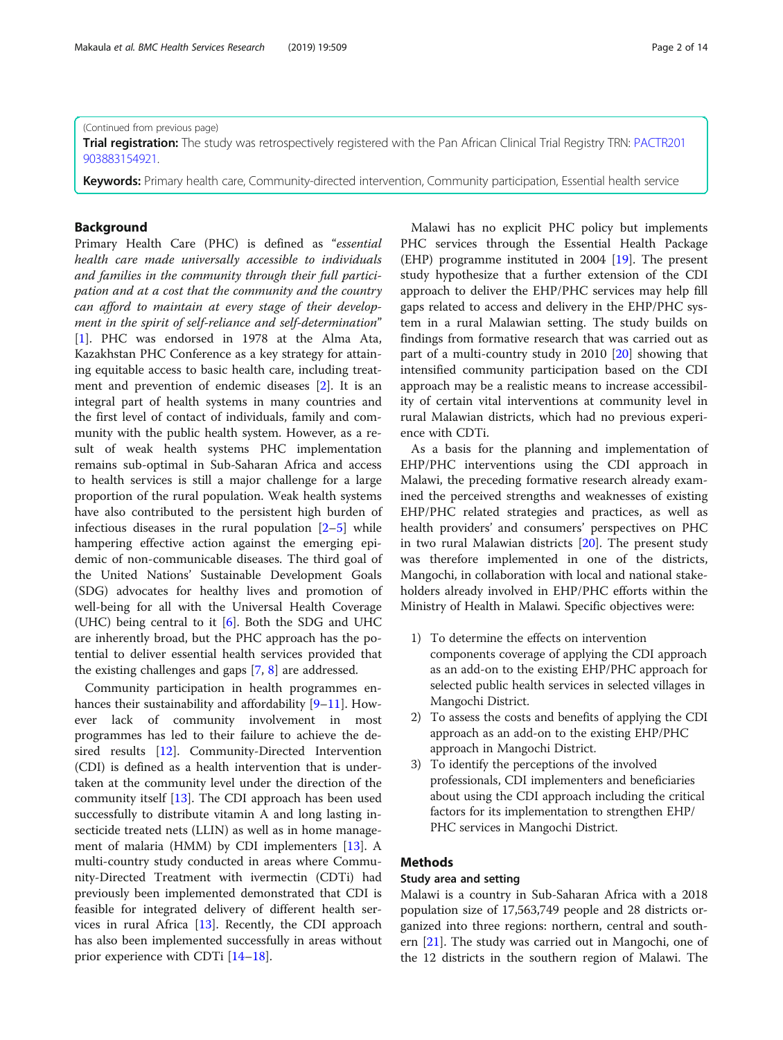(Continued from previous page)

**Trial registration:** The study was retrospectively registered with the Pan African Clinical Trial Registry TRN: PACTR201903883154921.

**Keywords:** Primary health care, Community-directed intervention, Community participation, Essential health service

## Background

Primary Health Care (PHC) is defined as "*essential health care made universally accessible to individuals and families in the community through their full participation and at a cost that the community and the country can afford to maintain at every stage of their development in the spirit of self-reliance and self-determination*" [1]. PHC was endorsed in 1978 at the Alma Ata, Kazakhstan PHC Conference as a key strategy for attaining equitable access to basic health care, including treatment and prevention of endemic diseases [2]. It is an integral part of health systems in many countries and the first level of contact of individuals, family and community with the public health system. However, as a result of weak health systems PHC implementation remains sub-optimal in Sub-Saharan Africa and access to health services is still a major challenge for a large proportion of the rural population. Weak health systems have also contributed to the persistent high burden of infectious diseases in the rural population [2–5] while hampering effective action against the emerging epidemic of non-communicable diseases. The third goal of the United Nations' Sustainable Development Goals (SDG) advocates for healthy lives and promotion of well-being for all with the Universal Health Coverage (UHC) being central to it [6]. Both the SDG and UHC are inherently broad, but the PHC approach has the potential to deliver essential health services provided that the existing challenges and gaps [7, 8] are addressed.

Community participation in health programmes enhances their sustainability and affordability [9–11]. However lack of community involvement in most programmes has led to their failure to achieve the desired results [12]. Community-Directed Intervention (CDI) is defined as a health intervention that is undertaken at the community level under the direction of the community itself [13]. The CDI approach has been used successfully to distribute vitamin A and long lasting insecticide treated nets (LLIN) as well as in home management of malaria (HMM) by CDI implementers [13]. A multi-country study conducted in areas where Community-Directed Treatment with ivermectin (CDTi) had previously been implemented demonstrated that CDI is feasible for integrated delivery of different health services in rural Africa [13]. Recently, the CDI approach has also been implemented successfully in areas without prior experience with CDTi [14–18].

Malawi has no explicit PHC policy but implements PHC services through the Essential Health Package (EHP) programme instituted in 2004 [19]. The present study hypothesize that a further extension of the CDI approach to deliver the EHP/PHC services may help fill gaps related to access and delivery in the EHP/PHC system in a rural Malawian setting. The study builds on findings from formative research that was carried out as part of a multi-country study in 2010 [20] showing that intensified community participation based on the CDI approach may be a realistic means to increase accessibility of certain vital interventions at community level in rural Malawian districts, which had no previous experience with CDTi.

As a basis for the planning and implementation of EHP/PHC interventions using the CDI approach in Malawi, the preceding formative research already examined the perceived strengths and weaknesses of existing EHP/PHC related strategies and practices, as well as health providers' and consumers' perspectives on PHC in two rural Malawian districts [20]. The present study was therefore implemented in one of the districts, Mangochi, in collaboration with local and national stakeholders already involved in EHP/PHC efforts within the Ministry of Health in Malawi. Specific objectives were:

1) To determine the effects on intervention components coverage of applying the CDI approach as an add-on to the existing EHP/PHC approach for selected public health services in selected villages in Mangochi District.
2) To assess the costs and benefits of applying the CDI approach as an add-on to the existing EHP/PHC approach in Mangochi District.
3) To identify the perceptions of the involved professionals, CDI implementers and beneficiaries about using the CDI approach including the critical factors for its implementation to strengthen EHP/PHC services in Mangochi District.

## Methods

### Study area and setting

Malawi is a country in Sub-Saharan Africa with a 2018 population size of 17,563,749 people and 28 districts organized into three regions: northern, central and southern [21]. The study was carried out in Mangochi, one of the 12 districts in the southern region of Malawi. The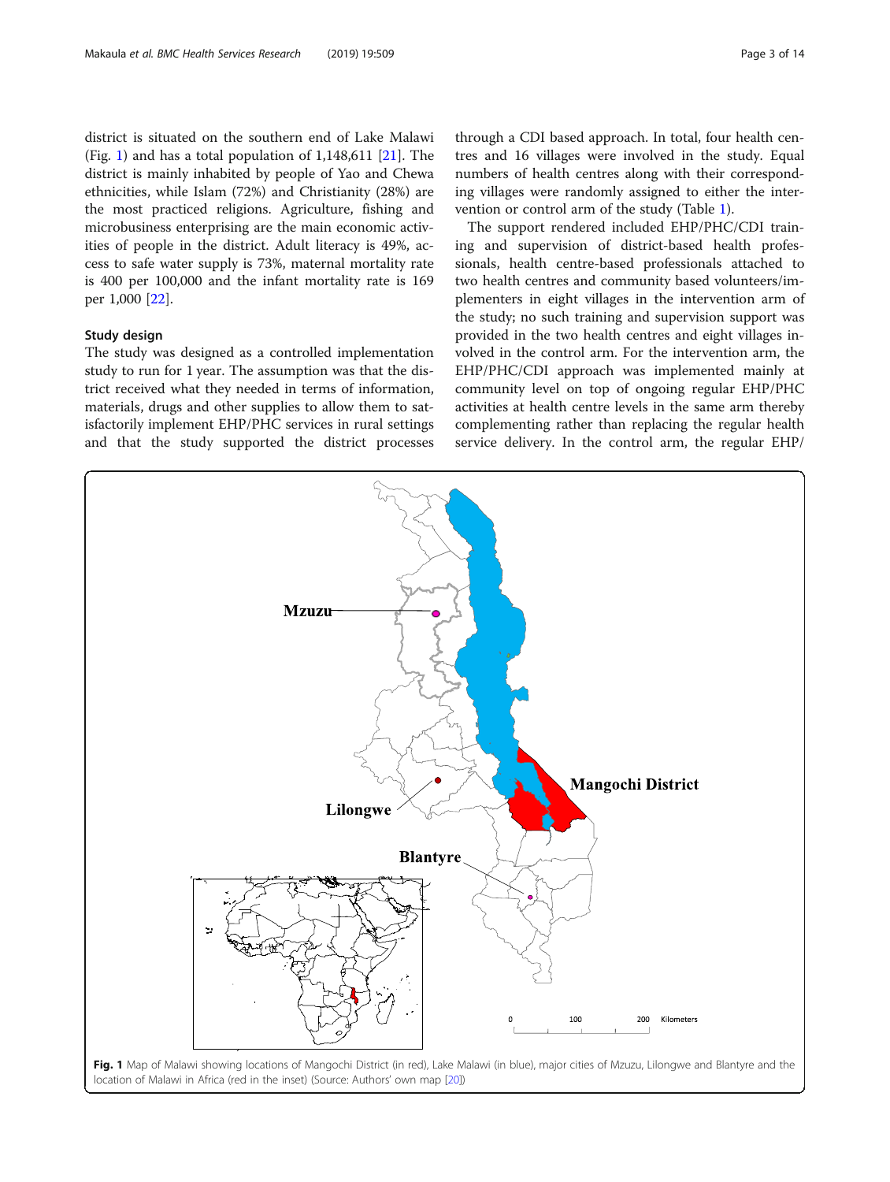district is situated on the southern end of Lake Malawi (Fig. 1) and has a total population of 1,148,611 [21]. The district is mainly inhabited by people of Yao and Chewa ethnicities, while Islam (72%) and Christianity (28%) are the most practiced religions. Agriculture, fishing and microbusiness enterprising are the main economic activities of people in the district. Adult literacy is 49%, access to safe water supply is 73%, maternal mortality rate is 400 per 100,000 and the infant mortality rate is 169 per 1,000 [22].

### Study design

The study was designed as a controlled implementation study to run for 1 year. The assumption was that the district received what they needed in terms of information, materials, drugs and other supplies to allow them to satisfactorily implement EHP/PHC services in rural settings and that the study supported the district processes through a CDI based approach. In total, four health centres and 16 villages were involved in the study. Equal numbers of health centres along with their corresponding villages were randomly assigned to either the intervention or control arm of the study (Table 1).

The support rendered included EHP/PHC/CDI training and supervision of district-based health professionals, health centre-based professionals attached to two health centres and community based volunteers/implementers in eight villages in the intervention arm of the study; no such training and supervision support was provided in the two health centres and eight villages involved in the control arm. For the intervention arm, the EHP/PHC/CDI approach was implemented mainly at community level on top of ongoing regular EHP/PHC activities at health centre levels in the same arm thereby complementing rather than replacing the regular health service delivery. In the control arm, the regular EHP/

**Fig. 1** Map of Malawi showing locations of Mangochi District (in red), Lake Malawi (in blue), major cities of Mzuzu, Lilongwe and Blantyre and the location of Malawi in Africa (red in the inset) (Source: Authors' own map [20])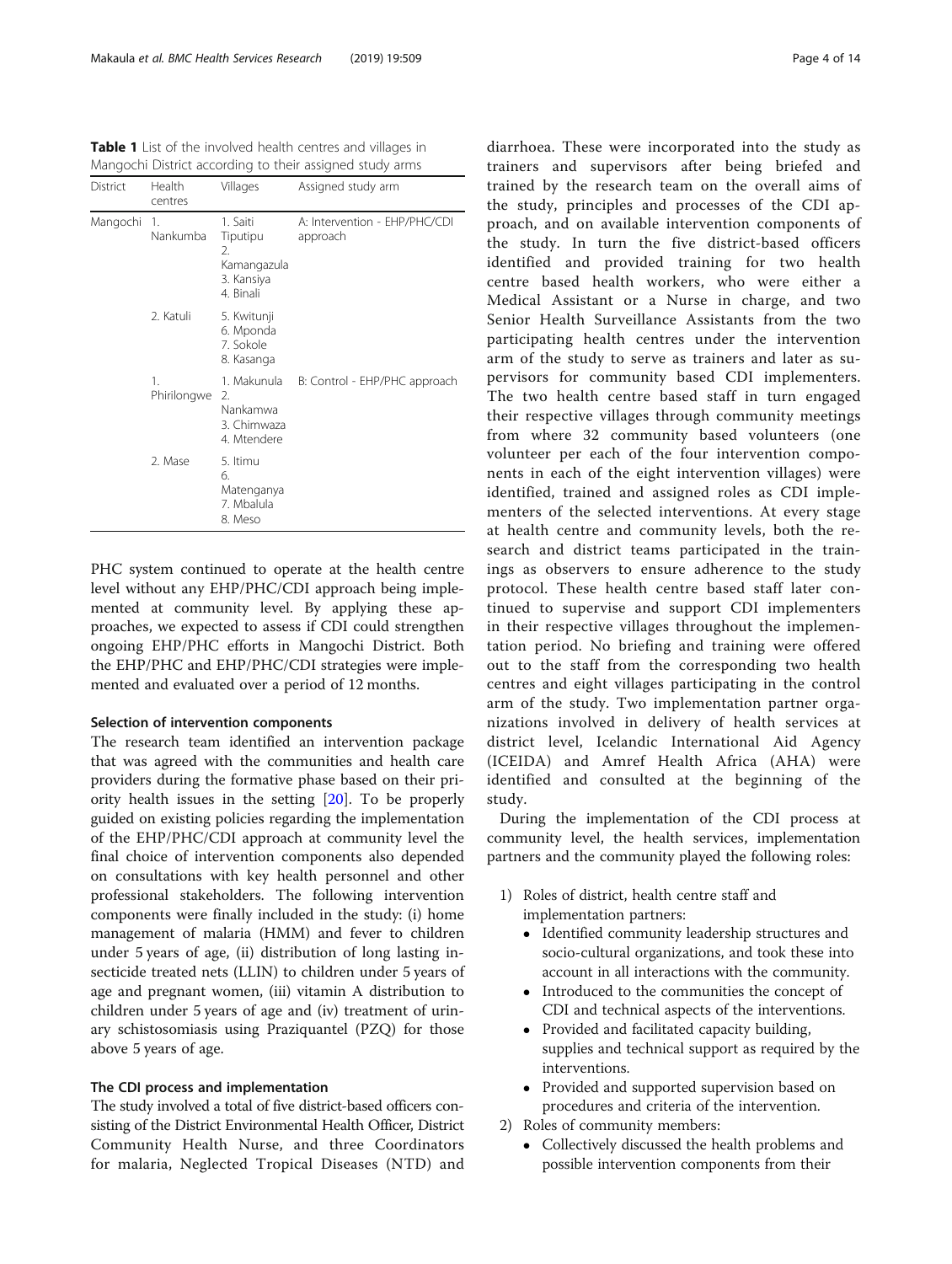**Table 1** List of the involved health centres and villages in Mangochi District according to their assigned study arms

| District | Health centres | Villages | Assigned study arm |
|---|---|---|---|
| Mangochi | 1. Nankumba | 1. Saiti Tiputipu<br>2. Kamangazula<br>3. Kansiya<br>4. Binali | A: Intervention - EHP/PHC/CDI approach |
| | 2. Katuli | 5. Kwitunji<br>6. Mponda<br>7. Sokole<br>8. Kasanga | |
| | 1. Phirilongwe | 1. Makunula<br>2. Nankamwa<br>3. Chimwaza<br>4. Mtendere | B: Control - EHP/PHC approach |
| | 2. Mase | 5. Itimu<br>6. Matenganya<br>7. Mbalula<br>8. Meso | |

PHC system continued to operate at the health centre level without any EHP/PHC/CDI approach being implemented at community level. By applying these approaches, we expected to assess if CDI could strengthen ongoing EHP/PHC efforts in Mangochi District. Both the EHP/PHC and EHP/PHC/CDI strategies were implemented and evaluated over a period of 12 months.

### Selection of intervention components

The research team identified an intervention package that was agreed with the communities and health care providers during the formative phase based on their priority health issues in the setting [20]. To be properly guided on existing policies regarding the implementation of the EHP/PHC/CDI approach at community level the final choice of intervention components also depended on consultations with key health personnel and other professional stakeholders. The following intervention components were finally included in the study: (i) home management of malaria (HMM) and fever to children under 5 years of age, (ii) distribution of long lasting insecticide treated nets (LLIN) to children under 5 years of age and pregnant women, (iii) vitamin A distribution to children under 5 years of age and (iv) treatment of urinary schistosomiasis using Praziquantel (PZQ) for those above 5 years of age.

### The CDI process and implementation

The study involved a total of five district-based officers consisting of the District Environmental Health Officer, District Community Health Nurse, and three Coordinators for malaria, Neglected Tropical Diseases (NTD) and diarrhoea. These were incorporated into the study as trainers and supervisors after being briefed and trained by the research team on the overall aims of the study, principles and processes of the CDI approach, and on available intervention components of the study. In turn the five district-based officers identified and provided training for two health centre based health workers, who were either a Medical Assistant or a Nurse in charge, and two Senior Health Surveillance Assistants from the two participating health centres under the intervention arm of the study to serve as trainers and later as supervisors for community based CDI implementers. The two health centre based staff in turn engaged their respective villages through community meetings from where 32 community based volunteers (one volunteer per each of the four intervention components in each of the eight intervention villages) were identified, trained and assigned roles as CDI implementers of the selected interventions. At every stage at health centre and community levels, both the research and district teams participated in the trainings as observers to ensure adherence to the study protocol. These health centre based staff later continued to supervise and support CDI implementers in their respective villages throughout the implementation period. No briefing and training were offered out to the staff from the corresponding two health centres and eight villages participating in the control arm of the study. Two implementation partner organizations involved in delivery of health services at district level, Icelandic International Aid Agency (ICEIDA) and Amref Health Africa (AHA) were identified and consulted at the beginning of the study.

During the implementation of the CDI process at community level, the health services, implementation partners and the community played the following roles:

1) Roles of district, health centre staff and implementation partners:
   - Identified community leadership structures and socio-cultural organizations, and took these into account in all interactions with the community.
   - Introduced to the communities the concept of CDI and technical aspects of the interventions.
   - Provided and facilitated capacity building, supplies and technical support as required by the interventions.
   - Provided and supported supervision based on procedures and criteria of the intervention.
2) Roles of community members:
   - Collectively discussed the health problems and possible intervention components from their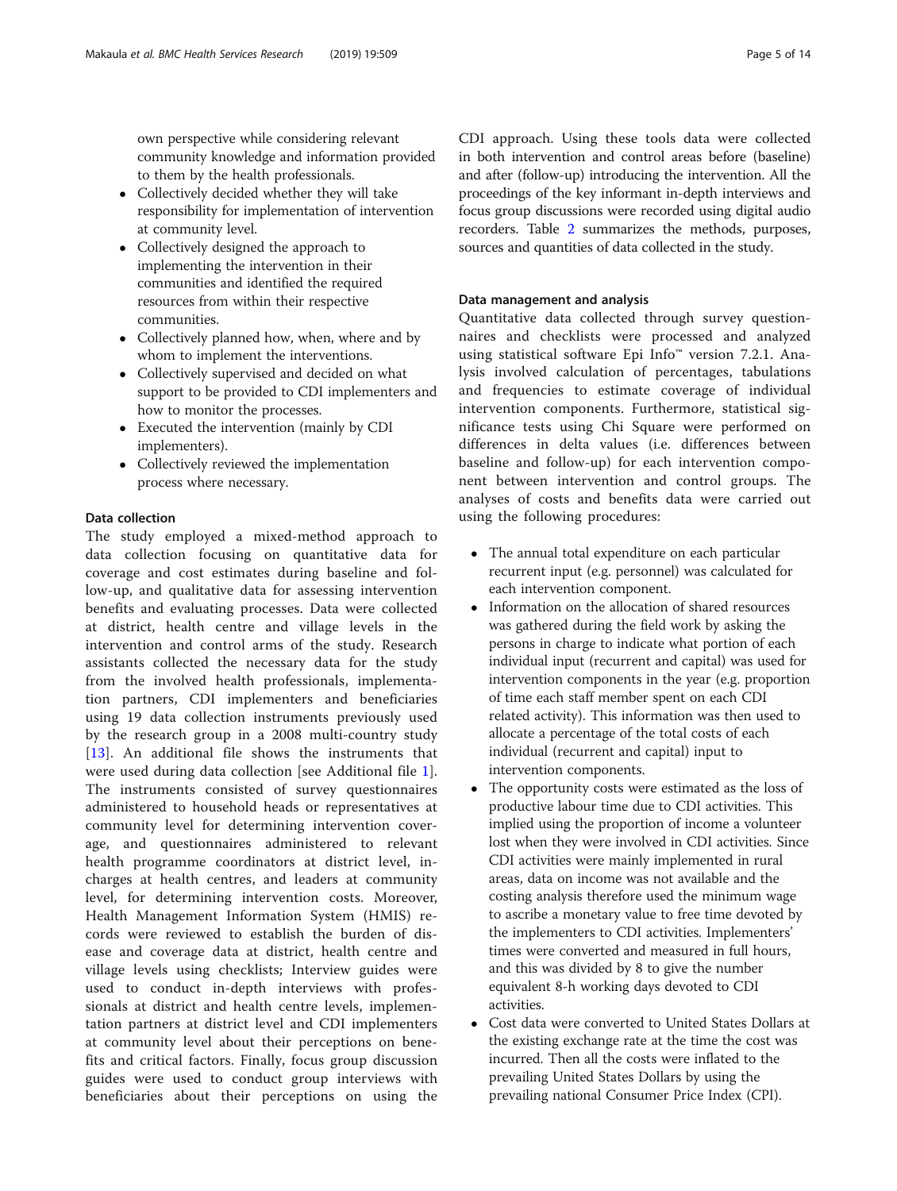own perspective while considering relevant community knowledge and information provided to them by the health professionals.

- Collectively decided whether they will take responsibility for implementation of intervention at community level.
- Collectively designed the approach to implementing the intervention in their communities and identified the required resources from within their respective communities.
- Collectively planned how, when, where and by whom to implement the interventions.
- Collectively supervised and decided on what support to be provided to CDI implementers and how to monitor the processes.
- Executed the intervention (mainly by CDI implementers).
- Collectively reviewed the implementation process where necessary.

### Data collection

The study employed a mixed-method approach to data collection focusing on quantitative data for coverage and cost estimates during baseline and follow-up, and qualitative data for assessing intervention benefits and evaluating processes. Data were collected at district, health centre and village levels in the intervention and control arms of the study. Research assistants collected the necessary data for the study from the involved health professionals, implementation partners, CDI implementers and beneficiaries using 19 data collection instruments previously used by the research group in a 2008 multi-country study [13]. An additional file shows the instruments that were used during data collection [see Additional file 1]. The instruments consisted of survey questionnaires administered to household heads or representatives at community level for determining intervention coverage, and questionnaires administered to relevant health programme coordinators at district level, in-charges at health centres, and leaders at community level, for determining intervention costs. Moreover, Health Management Information System (HMIS) records were reviewed to establish the burden of disease and coverage data at district, health centre and village levels using checklists; Interview guides were used to conduct in-depth interviews with professionals at district and health centre levels, implementation partners at district level and CDI implementers at community level about their perceptions on benefits and critical factors. Finally, focus group discussion guides were used to conduct group interviews with beneficiaries about their perceptions on using the CDI approach. Using these tools data were collected in both intervention and control areas before (baseline) and after (follow-up) introducing the intervention. All the proceedings of the key informant in-depth interviews and focus group discussions were recorded using digital audio recorders. Table 2 summarizes the methods, purposes, sources and quantities of data collected in the study.

### Data management and analysis

Quantitative data collected through survey questionnaires and checklists were processed and analyzed using statistical software Epi Info™ version 7.2.1. Analysis involved calculation of percentages, tabulations and frequencies to estimate coverage of individual intervention components. Furthermore, statistical significance tests using Chi Square were performed on differences in delta values (i.e. differences between baseline and follow-up) for each intervention component between intervention and control groups. The analyses of costs and benefits data were carried out using the following procedures:

- The annual total expenditure on each particular recurrent input (e.g. personnel) was calculated for each intervention component.
- Information on the allocation of shared resources was gathered during the field work by asking the persons in charge to indicate what portion of each individual input (recurrent and capital) was used for intervention components in the year (e.g. proportion of time each staff member spent on each CDI related activity). This information was then used to allocate a percentage of the total costs of each individual (recurrent and capital) input to intervention components.
- The opportunity costs were estimated as the loss of productive labour time due to CDI activities. This implied using the proportion of income a volunteer lost when they were involved in CDI activities. Since CDI activities were mainly implemented in rural areas, data on income was not available and the costing analysis therefore used the minimum wage to ascribe a monetary value to free time devoted by the implementers to CDI activities. Implementers' times were converted and measured in full hours, and this was divided by 8 to give the number equivalent 8-h working days devoted to CDI activities.
- Cost data were converted to United States Dollars at the existing exchange rate at the time the cost was incurred. Then all the costs were inflated to the prevailing United States Dollars by using the prevailing national Consumer Price Index (CPI).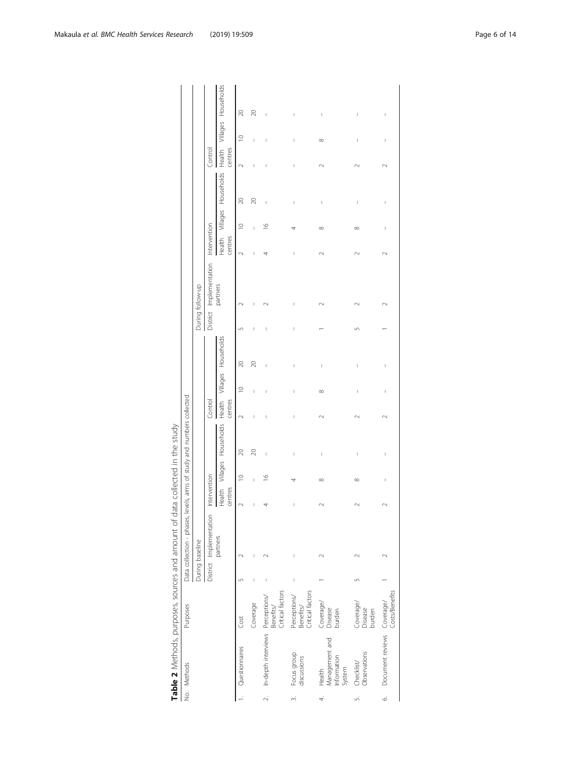**Table 2** Methods, purposes, sources and amount of data collected in the study

| No. | Methods | Purposes | Data collection - phases, levels, arms of study and numbers collected | | | | | | | | | | | | | | | |
|---|---|---|---|---|---|---|---|---|---|---|---|---|---|---|---|---|---|---|
| | | | During baseline | | | | | | | | During follow-up | | | | | | | |
| | | | District | Implementation partners | Intervention | | | Control | | | District | Implementation partners | Intervention | | | Control | | |
| | | | | | Health centres | Villages | Households | Health centres | Villages | Households | | | Health centres | Villages | Households | Health centres | Villages | Households |
| 1. | Questionnaires | Cost | 5 | 2 | 2 | 10 | 20 | 2 | 10 | 20 | 5 | 2 | 2 | 10 | 20 | 2 | 10 | 20 |
| | | Coverage | – | – | – | – | 20 | – | – | 20 | – | – | – | – | 20 | – | – | 20 |
| 2. | In-depth interviews | Perceptions/ Benefits/ Critical factors | – | 2 | 4 | 16 | – | – | – | – | – | 2 | 4 | 16 | – | – | – | – |
| 3. | Focus group discussions | Perceptions/ Benefits/ Critical factors | – | – | – | 4 | – | – | – | – | – | – | – | 4 | – | – | – | – |
| 4. | Health Management and Information System | Coverage/ Disease burden | 1 | 2 | 2 | 8 | – | 2 | 8 | – | 1 | 2 | 2 | 8 | – | 2 | 8 | – |
| 5. | Checklist/ Observations | Coverage/ Disease burden | 5 | 2 | 2 | 8 | – | 2 | – | – | 5 | 2 | 2 | 8 | – | 2 | – | – |
| 6. | Document reviews | Coverage/ Costs/Benefits | 1 | 2 | 2 | – | – | 2 | – | – | 1 | 2 | 2 | – | – | 2 | – | – |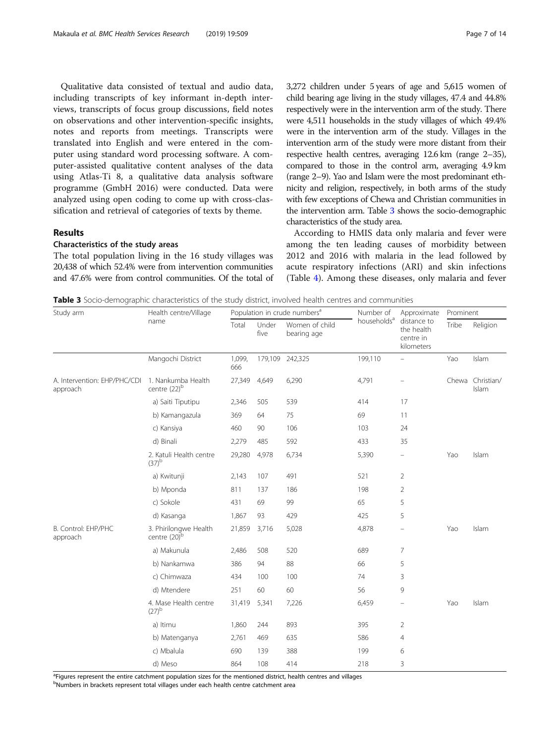Qualitative data consisted of textual and audio data, including transcripts of key informant in-depth interviews, transcripts of focus group discussions, field notes on observations and other intervention-specific insights, notes and reports from meetings. Transcripts were translated into English and were entered in the computer using standard word processing software. A computer-assisted qualitative content analyses of the data using Atlas-Ti 8, a qualitative data analysis software programme (GmbH 2016) were conducted. Data were analyzed using open coding to come up with cross-classification and retrieval of categories of texts by theme.

## Results

### Characteristics of the study areas

The total population living in the 16 study villages was 20,438 of which 52.4% were from intervention communities and 47.6% were from control communities. Of the total of 3,272 children under 5 years of age and 5,615 women of child bearing age living in the study villages, 47.4 and 44.8% respectively were in the intervention arm of the study. There were 4,511 households in the study villages of which 49.4% were in the intervention arm of the study. Villages in the intervention arm of the study were more distant from their respective health centres, averaging 12.6 km (range 2–35), compared to those in the control arm, averaging 4.9 km (range 2–9). Yao and Islam were the most predominant ethnicity and religion, respectively, in both arms of the study with few exceptions of Chewa and Christian communities in the intervention arm. Table 3 shows the socio-demographic characteristics of the study area.

According to HMIS data only malaria and fever were among the ten leading causes of morbidity between 2012 and 2016 with malaria in the lead followed by acute respiratory infections (ARI) and skin infections (Table 4). Among these diseases, only malaria and fever

**Table 3** Socio-demographic characteristics of the study district, involved health centres and communities

| Study arm | Health centre/Village name | Population in crude numbers[a] | | | Number of households[a] | Approximate distance to the health centre in kilometers | Prominent | |
|---|---|---|---|---|---|---|---|---|
| | | Total | Under five | Women of child bearing age | | | Tribe | Religion |
| | Mangochi District | 1,099,666 | 179,109 | 242,325 | 199,110 | – | Yao | Islam |
| A. Intervention: EHP/PHC/CDI approach | 1. Nankumba Health centre (22)[b] | 27,349 | 4,649 | 6,290 | 4,791 | – | Chewa | Christian/ Islam |
| | a) Saiti Tiputipu | 2,346 | 505 | 539 | 414 | 17 | | |
| | b) Kamangazula | 369 | 64 | 75 | 69 | 11 | | |
| | c) Kansiya | 460 | 90 | 106 | 103 | 24 | | |
| | d) Binali | 2,279 | 485 | 592 | 433 | 35 | | |
| | 2. Katuli Health centre (37)[b] | 29,280 | 4,978 | 6,734 | 5,390 | – | Yao | Islam |
| | a) Kwitunji | 2,143 | 107 | 491 | 521 | 2 | | |
| | b) Mponda | 811 | 137 | 186 | 198 | 2 | | |
| | c) Sokole | 431 | 69 | 99 | 65 | 5 | | |
| | d) Kasanga | 1,867 | 93 | 429 | 425 | 5 | | |
| B. Control: EHP/PHC approach | 3. Phirilongwe Health centre (20)[b] | 21,859 | 3,716 | 5,028 | 4,878 | – | Yao | Islam |
| | a) Makunula | 2,486 | 508 | 520 | 689 | 7 | | |
| | b) Nankamwa | 386 | 94 | 88 | 66 | 5 | | |
| | c) Chimwaza | 434 | 100 | 100 | 74 | 3 | | |
| | d) Mtendere | 251 | 60 | 60 | 56 | 9 | | |
| | 4. Mase Health centre (27)[b] | 31,419 | 5,341 | 7,226 | 6,459 | – | Yao | Islam |
| | a) Itimu | 1,860 | 244 | 893 | 395 | 2 | | |
| | b) Matenganya | 2,761 | 469 | 635 | 586 | 4 | | |
| | c) Mbalula | 690 | 139 | 388 | 199 | 6 | | |
| | d) Meso | 864 | 108 | 414 | 218 | 3 | | |

[a]Figures represent the entire catchment population sizes for the mentioned district, health centres and villages
[b]Numbers in brackets represent total villages under each health centre catchment area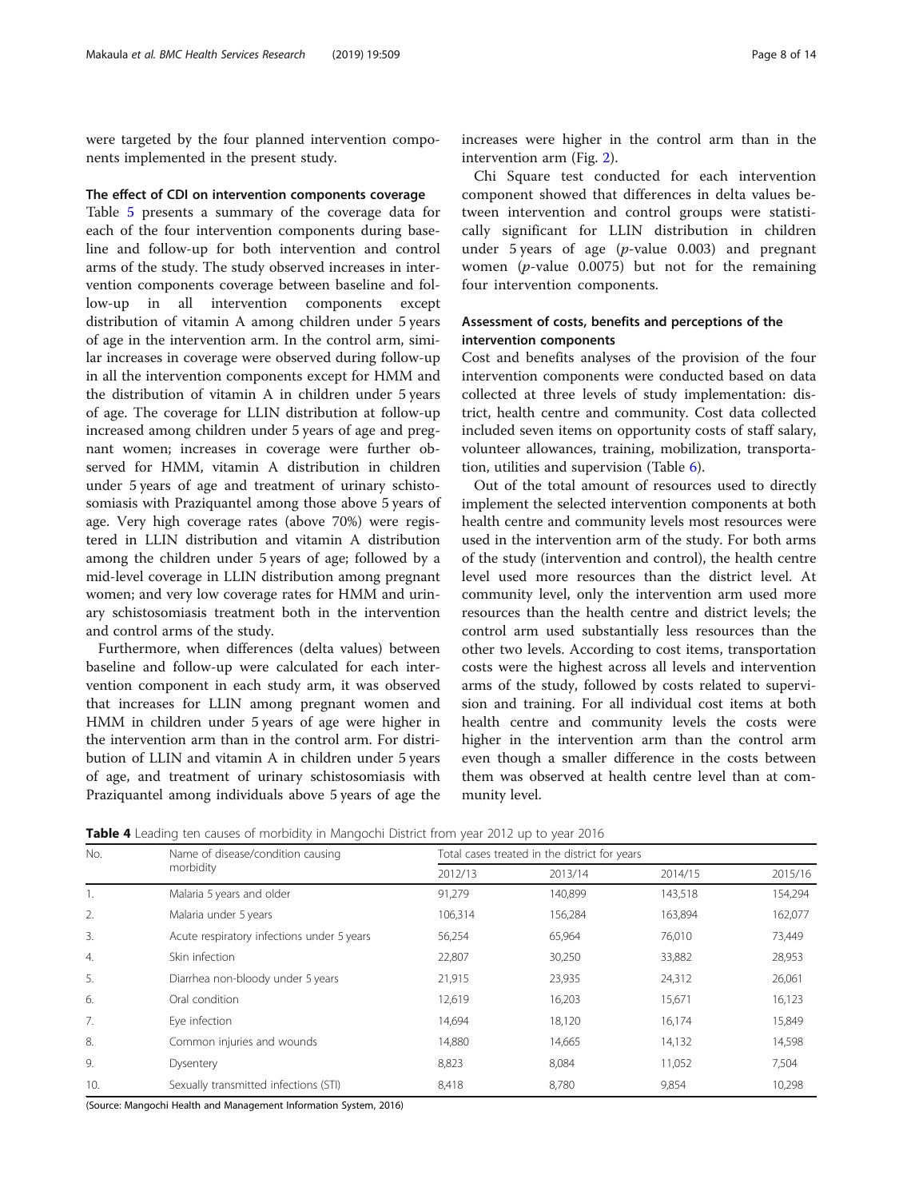were targeted by the four planned intervention components implemented in the present study.

### The effect of CDI on intervention components coverage

Table 5 presents a summary of the coverage data for each of the four intervention components during baseline and follow-up for both intervention and control arms of the study. The study observed increases in intervention components coverage between baseline and follow-up in all intervention components except distribution of vitamin A among children under 5 years of age in the intervention arm. In the control arm, similar increases in coverage were observed during follow-up in all the intervention components except for HMM and the distribution of vitamin A in children under 5 years of age. The coverage for LLIN distribution at follow-up increased among children under 5 years of age and pregnant women; increases in coverage were further observed for HMM, vitamin A distribution in children under 5 years of age and treatment of urinary schistosomiasis with Praziquantel among those above 5 years of age. Very high coverage rates (above 70%) were registered in LLIN distribution and vitamin A distribution among the children under 5 years of age; followed by a mid-level coverage in LLIN distribution among pregnant women; and very low coverage rates for HMM and urinary schistosomiasis treatment both in the intervention and control arms of the study.

Furthermore, when differences (delta values) between baseline and follow-up were calculated for each intervention component in each study arm, it was observed that increases for LLIN among pregnant women and HMM in children under 5 years of age were higher in the intervention arm than in the control arm. For distribution of LLIN and vitamin A in children under 5 years of age, and treatment of urinary schistosomiasis with Praziquantel among individuals above 5 years of age the increases were higher in the control arm than in the intervention arm (Fig. 2).

Chi Square test conducted for each intervention component showed that differences in delta values between intervention and control groups were statistically significant for LLIN distribution in children under 5 years of age ($p$-value 0.003) and pregnant women ($p$-value 0.0075) but not for the remaining four intervention components.

### Assessment of costs, benefits and perceptions of the intervention components

Cost and benefits analyses of the provision of the four intervention components were conducted based on data collected at three levels of study implementation: district, health centre and community. Cost data collected included seven items on opportunity costs of staff salary, volunteer allowances, training, mobilization, transportation, utilities and supervision (Table 6).

Out of the total amount of resources used to directly implement the selected intervention components at both health centre and community levels most resources were used in the intervention arm of the study. For both arms of the study (intervention and control), the health centre level used more resources than the district level. At community level, only the intervention arm used more resources than the health centre and district levels; the control arm used substantially less resources than the other two levels. According to cost items, transportation costs were the highest across all levels and intervention arms of the study, followed by costs related to supervision and training. For all individual cost items at both health centre and community levels the costs were higher in the intervention arm than the control arm even though a smaller difference in the costs between them was observed at health centre level than at community level.

**Table 4** Leading ten causes of morbidity in Mangochi District from year 2012 up to year 2016

| No. | Name of disease/condition causing morbidity | Total cases treated in the district for years | | | |
|---|---|---|---|---|---|
| | | 2012/13 | 2013/14 | 2014/15 | 2015/16 |
| 1. | Malaria 5 years and older | 91,279 | 140,899 | 143,518 | 154,294 |
| 2. | Malaria under 5 years | 106,314 | 156,284 | 163,894 | 162,077 |
| 3. | Acute respiratory infections under 5 years | 56,254 | 65,964 | 76,010 | 73,449 |
| 4. | Skin infection | 22,807 | 30,250 | 33,882 | 28,953 |
| 5. | Diarrhea non-bloody under 5 years | 21,915 | 23,935 | 24,312 | 26,061 |
| 6. | Oral condition | 12,619 | 16,203 | 15,671 | 16,123 |
| 7. | Eye infection | 14,694 | 18,120 | 16,174 | 15,849 |
| 8. | Common injuries and wounds | 14,880 | 14,665 | 14,132 | 14,598 |
| 9. | Dysentery | 8,823 | 8,084 | 11,052 | 7,504 |
| 10. | Sexually transmitted infections (STI) | 8,418 | 8,780 | 9,854 | 10,298 |

(Source: Mangochi Health and Management Information System, 2016)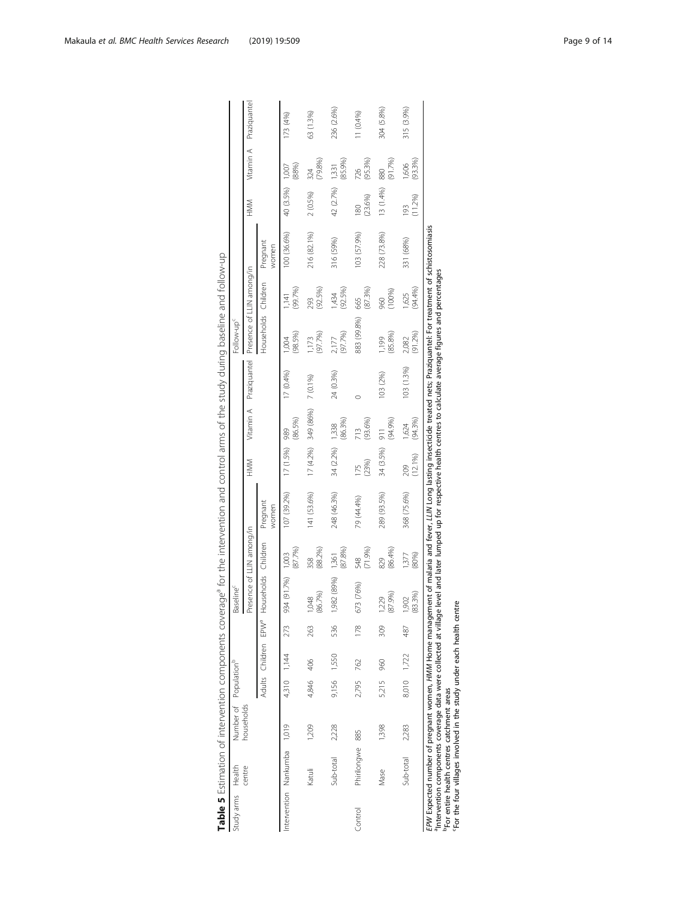**Table 5** Estimation of intervention components coverage[a] for the intervention and control arms of the study during baseline and follow-up

| Study arms | Health centre | Number of households | Population[b] | | | Baseline[c] | | | | | | | Follow-up[c] | | | | | | |
|---|---|---|---|---|---|---|---|---|---|---|---|---|---|---|---|---|---|---|---|
| | | | | | | Presence of LLIN among/in | | | HMM | Vitamin A | Praziquantel | | Presence of LLIN among/in | | | HMM | Vitamin A | Praziquantel |
| | | | Adults | Children | EPW[a] | Households | Children | Pregnant women | | | | | Households | Children | Pregnant women | | | |
| Intervention | Nankumba | 1,019 | 4,310 | 1,144 | 273 | 934 (91.7%) | 1,003 (87.7%) | 107 (39.2%) | 17 (1.5%) | 989 (86.5%) | 17 (0.4%) | | 1,004 (98.5%) | 1,141 (99.7%) | 100 (36.6%) | 40 (3.5%) | 1,007 (88%) | 173 (4%) |
| | Katuli | 1,209 | 4,846 | 406 | 263 | 1,048 (86.7%) | 358 (88.2%) | 141 (53.6%) | 17 (4.2%) | 349 (86%) | 7 (0.1%) | | 1,173 (97.7%) | 293 (92.5%) | 216 (82.1%) | 2 (0.5%) | 324 (79.8%) | 63 (1.3%) |
| | Sub-total | 2,228 | 9,156 | 1,550 | 536 | 1,982 (89%) | 1,361 (87.8%) | 248 (46.3%) | 34 (2.2%) | 1,338 (86.3%) | 24 (0.3%) | | 2,177 (97.7%) | 1,434 (92.5%) | 316 (59%) | 42 (2.7%) | 1,331 (85.9%) | 236 (2.6%) |
| Control | Phirilongwe | 885 | 2,795 | 762 | 178 | 673 (76%) | 548 (71.9%) | 79 (44.4%) | 175 (23%) | 713 (93.6%) | 0 | | 883 (99.8%) | 665 (87.3%) | 103 (57.9%) | 180 (23.6%) | 726 (95.3%) | 11 (0.4%) |
| | Mase | 1,398 | 5,215 | 960 | 309 | 1,229 (87.9%) | 829 (86.4%) | 289 (93.5%) | 34 (3.5%) | 911 (94.9%) | 103 (2%) | | 1,199 (85.8%) | 960 (100%) | 228 (73.8%) | 13 (1.4%) | 880 (91.7%) | 304 (5.8%) |
| | Sub-total | 2,283 | 8,010 | 1,722 | 487 | 1,902 (83.3%) | 1,377 (80%) | 368 (75.6%) | 209 (12.1%) | 1,624 (94.3%) | 103 (1.3%) | | 2,082 (91.2%) | 1,625 (94.4%) | 331 (68%) | 193 (11.2%) | 1,606 (93.3%) | 315 (3.9%) |

*EPW* Expected number of pregnant women, *HMM* Home management of malaria and fever, *LLIN* Long lasting insecticide treated nets; Praziquantel: For treatment of schistosomiasis
[a]Intervention components coverage data were collected at village level and later lumped up for respective health centres to calculate average figures and percentages
[b]For entire health centres catchment areas
[c]For the four villages involved in the study under each health centre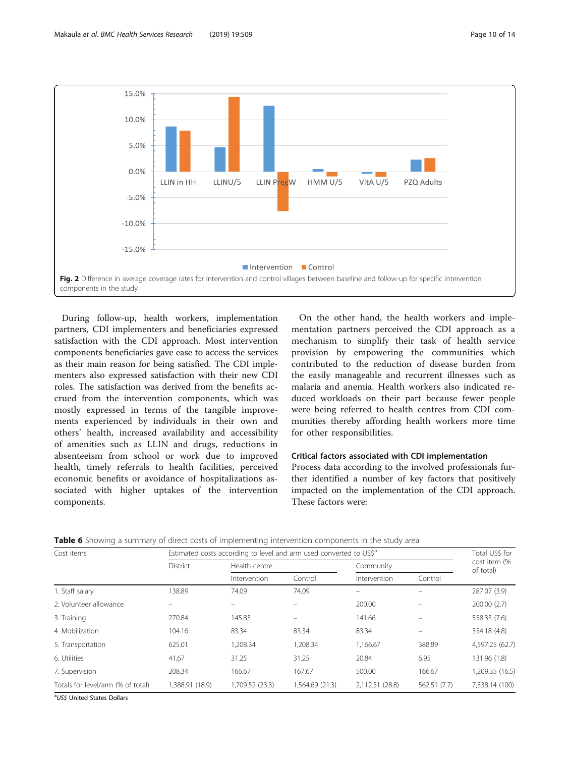Fig. 2 Difference in average coverage rates for intervention and control villages between baseline and follow-up for specific intervention components in the study

During follow-up, health workers, implementation partners, CDI implementers and beneficiaries expressed satisfaction with the CDI approach. Most intervention components beneficiaries gave ease to access the services as their main reason for being satisfied. The CDI implementers also expressed satisfaction with their new CDI roles. The satisfaction was derived from the benefits accrued from the intervention components, which was mostly expressed in terms of the tangible improvements experienced by individuals in their own and others' health, increased availability and accessibility of amenities such as LLIN and drugs, reductions in absenteeism from school or work due to improved health, timely referrals to health facilities, perceived economic benefits or avoidance of hospitalizations associated with higher uptakes of the intervention components.

On the other hand, the health workers and implementation partners perceived the CDI approach as a mechanism to simplify their task of health service provision by empowering the communities which contributed to the reduction of disease burden from the easily manageable and recurrent illnesses such as malaria and anemia. Health workers also indicated reduced workloads on their part because fewer people were being referred to health centres from CDI communities thereby affording health workers more time for other responsibilities.

### Critical factors associated with CDI implementation

Process data according to the involved professionals further identified a number of key factors that positively impacted on the implementation of the CDI approach. These factors were:

**Table 6** Showing a summary of direct costs of implementing intervention components in the study area

| Cost items | Estimated costs according to level and arm used converted to US$[a] | | | | | Total US$ for cost item (% of total) |
|---|---|---|---|---|---|---|
| | District | Health centre | | Community | | |
| | | Intervention | Control | Intervention | Control | |
| 1. Staff salary | 138.89 | 74.09 | 74.09 | – | – | 287.07 (3.9) |
| 2. Volunteer allowance | – | – | – | 200.00 | – | 200.00 (2.7) |
| 3. Training | 270.84 | 145.83 | – | 141.66 | – | 558.33 (7.6) |
| 4. Mobilization | 104.16 | 83.34 | 83.34 | 83.34 | – | 354.18 (4.8) |
| 5. Transportation | 625.01 | 1,208.34 | 1,208.34 | 1,166.67 | 388.89 | 4,597.25 (62.7) |
| 6. Utilities | 41.67 | 31.25 | 31.25 | 20.84 | 6.95 | 131.96 (1.8) |
| 7. Supervision | 208.34 | 166.67 | 167.67 | 500.00 | 166.67 | 1,209.35 (16.5) |
| Totals for level/arm (% of total) | 1,388.91 (18.9) | 1,709.52 (23.3) | 1,564.69 (21.3) | 2,112.51 (28.8) | 562.51 (7.7) | 7,338.14 (100) |

[a]*US$* United States Dollars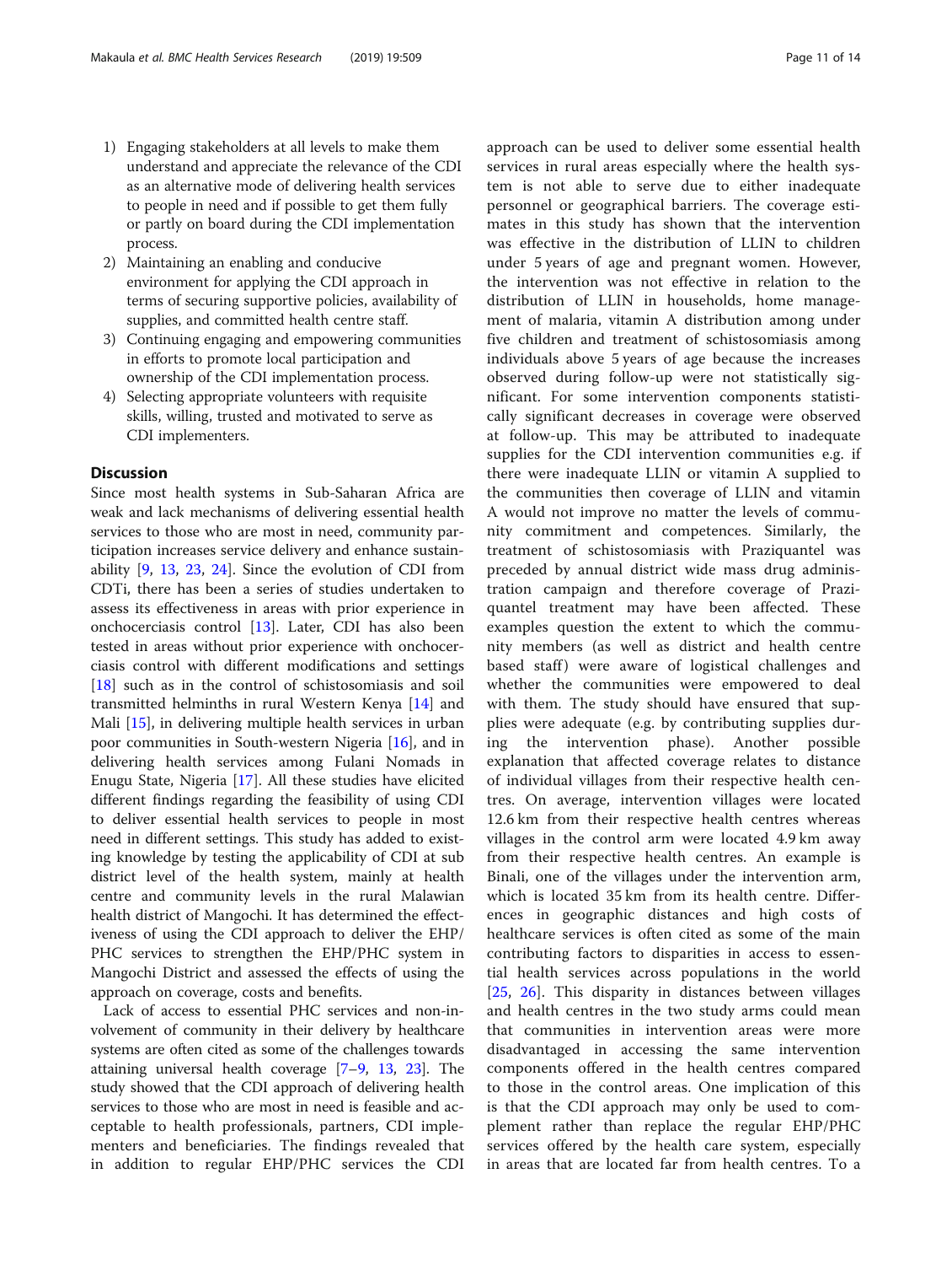1) Engaging stakeholders at all levels to make them understand and appreciate the relevance of the CDI as an alternative mode of delivering health services to people in need and if possible to get them fully or partly on board during the CDI implementation process.
2) Maintaining an enabling and conducive environment for applying the CDI approach in terms of securing supportive policies, availability of supplies, and committed health centre staff.
3) Continuing engaging and empowering communities in efforts to promote local participation and ownership of the CDI implementation process.
4) Selecting appropriate volunteers with requisite skills, willing, trusted and motivated to serve as CDI implementers.

## Discussion

Since most health systems in Sub-Saharan Africa are weak and lack mechanisms of delivering essential health services to those who are most in need, community participation increases service delivery and enhance sustainability [9, 13, 23, 24]. Since the evolution of CDI from CDTi, there has been a series of studies undertaken to assess its effectiveness in areas with prior experience in onchocerciasis control [13]. Later, CDI has also been tested in areas without prior experience with onchocerciasis control with different modifications and settings [18] such as in the control of schistosomiasis and soil transmitted helminths in rural Western Kenya [14] and Mali [15], in delivering multiple health services in urban poor communities in South-western Nigeria [16], and in delivering health services among Fulani Nomads in Enugu State, Nigeria [17]. All these studies have elicited different findings regarding the feasibility of using CDI to deliver essential health services to people in most need in different settings. This study has added to existing knowledge by testing the applicability of CDI at sub district level of the health system, mainly at health centre and community levels in the rural Malawian health district of Mangochi. It has determined the effectiveness of using the CDI approach to deliver the EHP/PHC services to strengthen the EHP/PHC system in Mangochi District and assessed the effects of using the approach on coverage, costs and benefits.

Lack of access to essential PHC services and non-involvement of community in their delivery by healthcare systems are often cited as some of the challenges towards attaining universal health coverage [7–9, 13, 23]. The study showed that the CDI approach of delivering health services to those who are most in need is feasible and acceptable to health professionals, partners, CDI implementers and beneficiaries. The findings revealed that in addition to regular EHP/PHC services the CDI approach can be used to deliver some essential health services in rural areas especially where the health system is not able to serve due to either inadequate personnel or geographical barriers. The coverage estimates in this study has shown that the intervention was effective in the distribution of LLIN to children under 5 years of age and pregnant women. However, the intervention was not effective in relation to the distribution of LLIN in households, home management of malaria, vitamin A distribution among under five children and treatment of schistosomiasis among individuals above 5 years of age because the increases observed during follow-up were not statistically significant. For some intervention components statistically significant decreases in coverage were observed at follow-up. This may be attributed to inadequate supplies for the CDI intervention communities e.g. if there were inadequate LLIN or vitamin A supplied to the communities then coverage of LLIN and vitamin A would not improve no matter the levels of community commitment and competences. Similarly, the treatment of schistosomiasis with Praziquantel was preceded by annual district wide mass drug administration campaign and therefore coverage of Praziquantel treatment may have been affected. These examples question the extent to which the community members (as well as district and health centre based staff) were aware of logistical challenges and whether the communities were empowered to deal with them. The study should have ensured that supplies were adequate (e.g. by contributing supplies during the intervention phase). Another possible explanation that affected coverage relates to distance of individual villages from their respective health centres. On average, intervention villages were located 12.6 km from their respective health centres whereas villages in the control arm were located 4.9 km away from their respective health centres. An example is Binali, one of the villages under the intervention arm, which is located 35 km from its health centre. Differences in geographic distances and high costs of healthcare services is often cited as some of the main contributing factors to disparities in access to essential health services across populations in the world [25, 26]. This disparity in distances between villages and health centres in the two study arms could mean that communities in intervention areas were more disadvantaged in accessing the same intervention components offered in the health centres compared to those in the control areas. One implication of this is that the CDI approach may only be used to complement rather than replace the regular EHP/PHC services offered by the health care system, especially in areas that are located far from health centres. To a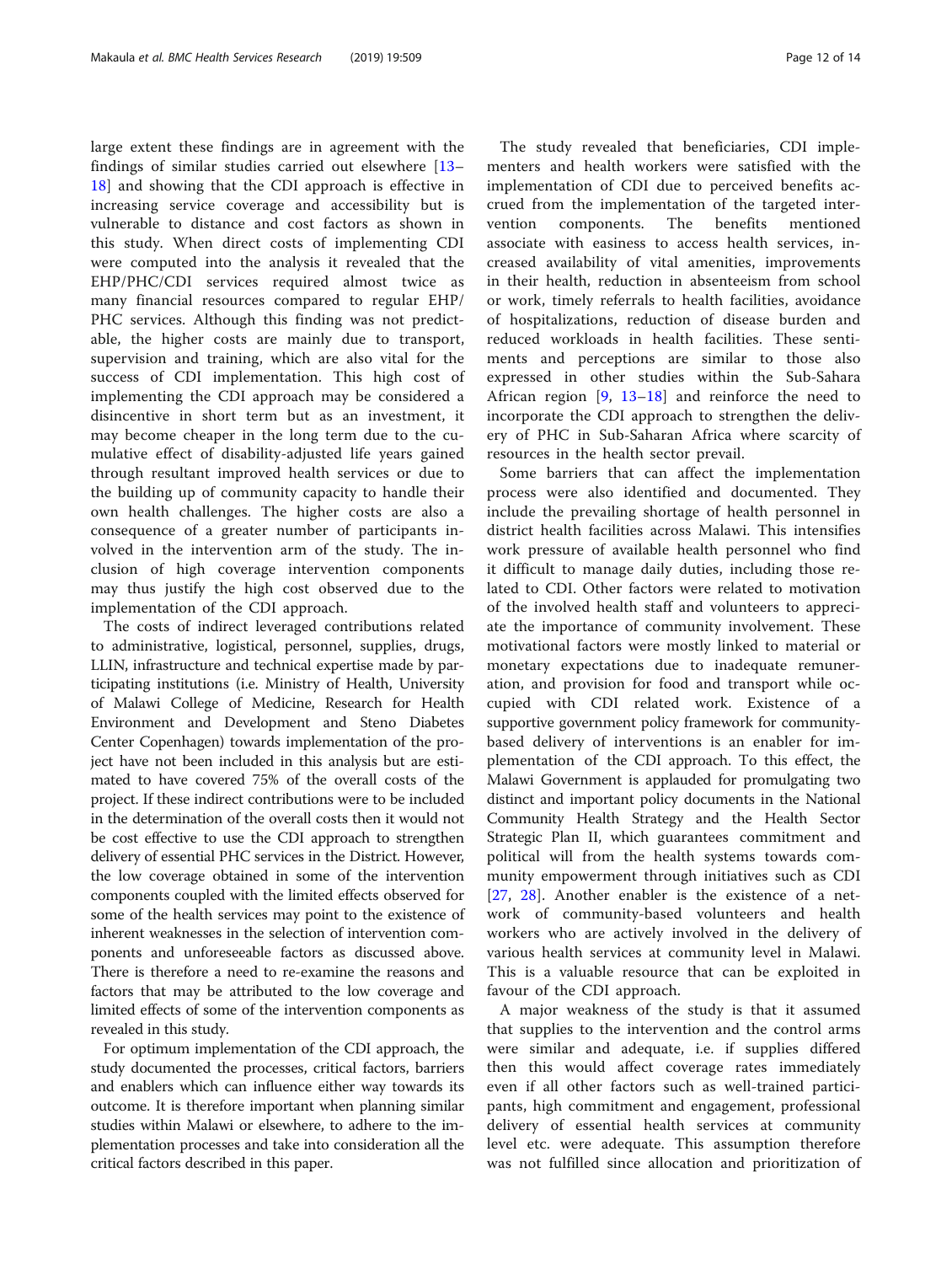large extent these findings are in agreement with the findings of similar studies carried out elsewhere [13–18] and showing that the CDI approach is effective in increasing service coverage and accessibility but is vulnerable to distance and cost factors as shown in this study. When direct costs of implementing CDI were computed into the analysis it revealed that the EHP/PHC/CDI services required almost twice as many financial resources compared to regular EHP/PHC services. Although this finding was not predictable, the higher costs are mainly due to transport, supervision and training, which are also vital for the success of CDI implementation. This high cost of implementing the CDI approach may be considered a disincentive in short term but as an investment, it may become cheaper in the long term due to the cumulative effect of disability-adjusted life years gained through resultant improved health services or due to the building up of community capacity to handle their own health challenges. The higher costs are also a consequence of a greater number of participants involved in the intervention arm of the study. The inclusion of high coverage intervention components may thus justify the high cost observed due to the implementation of the CDI approach.

The costs of indirect leveraged contributions related to administrative, logistical, personnel, supplies, drugs, LLIN, infrastructure and technical expertise made by participating institutions (i.e. Ministry of Health, University of Malawi College of Medicine, Research for Health Environment and Development and Steno Diabetes Center Copenhagen) towards implementation of the project have not been included in this analysis but are estimated to have covered 75% of the overall costs of the project. If these indirect contributions were to be included in the determination of the overall costs then it would not be cost effective to use the CDI approach to strengthen delivery of essential PHC services in the District. However, the low coverage obtained in some of the intervention components coupled with the limited effects observed for some of the health services may point to the existence of inherent weaknesses in the selection of intervention components and unforeseeable factors as discussed above. There is therefore a need to re-examine the reasons and factors that may be attributed to the low coverage and limited effects of some of the intervention components as revealed in this study.

For optimum implementation of the CDI approach, the study documented the processes, critical factors, barriers and enablers which can influence either way towards its outcome. It is therefore important when planning similar studies within Malawi or elsewhere, to adhere to the implementation processes and take into consideration all the critical factors described in this paper.

The study revealed that beneficiaries, CDI implementers and health workers were satisfied with the implementation of CDI due to perceived benefits accrued from the implementation of the targeted intervention components. The benefits mentioned associate with easiness to access health services, increased availability of vital amenities, improvements in their health, reduction in absenteeism from school or work, timely referrals to health facilities, avoidance of hospitalizations, reduction of disease burden and reduced workloads in health facilities. These sentiments and perceptions are similar to those also expressed in other studies within the Sub-Sahara African region [9, 13–18] and reinforce the need to incorporate the CDI approach to strengthen the delivery of PHC in Sub-Saharan Africa where scarcity of resources in the health sector prevail.

Some barriers that can affect the implementation process were also identified and documented. They include the prevailing shortage of health personnel in district health facilities across Malawi. This intensifies work pressure of available health personnel who find it difficult to manage daily duties, including those related to CDI. Other factors were related to motivation of the involved health staff and volunteers to appreciate the importance of community involvement. These motivational factors were mostly linked to material or monetary expectations due to inadequate remuneration, and provision for food and transport while occupied with CDI related work. Existence of a supportive government policy framework for community-based delivery of interventions is an enabler for implementation of the CDI approach. To this effect, the Malawi Government is applauded for promulgating two distinct and important policy documents in the National Community Health Strategy and the Health Sector Strategic Plan II, which guarantees commitment and political will from the health systems towards community empowerment through initiatives such as CDI [27, 28]. Another enabler is the existence of a network of community-based volunteers and health workers who are actively involved in the delivery of various health services at community level in Malawi. This is a valuable resource that can be exploited in favour of the CDI approach.

A major weakness of the study is that it assumed that supplies to the intervention and the control arms were similar and adequate, i.e. if supplies differed then this would affect coverage rates immediately even if all other factors such as well-trained participants, high commitment and engagement, professional delivery of essential health services at community level etc. were adequate. This assumption therefore was not fulfilled since allocation and prioritization of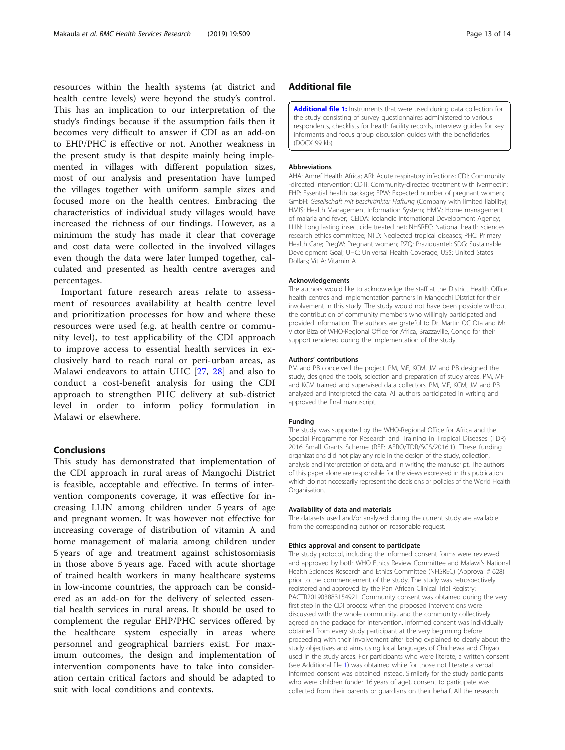resources within the health systems (at district and health centre levels) were beyond the study's control. This has an implication to our interpretation of the study's findings because if the assumption fails then it becomes very difficult to answer if CDI as an add-on to EHP/PHC is effective or not. Another weakness in the present study is that despite mainly being implemented in villages with different population sizes, most of our analysis and presentation have lumped the villages together with uniform sample sizes and focused more on the health centres. Embracing the characteristics of individual study villages would have increased the richness of our findings. However, as a minimum the study has made it clear that coverage and cost data were collected in the involved villages even though the data were later lumped together, calculated and presented as health centre averages and percentages.

Important future research areas relate to assessment of resources availability at health centre level and prioritization processes for how and where these resources were used (e.g. at health centre or community level), to test applicability of the CDI approach to improve access to essential health services in exclusively hard to reach rural or peri-urban areas, as Malawi endeavors to attain UHC [27, 28] and also to conduct a cost-benefit analysis for using the CDI approach to strengthen PHC delivery at sub-district level in order to inform policy formulation in Malawi or elsewhere.

## Conclusions

This study has demonstrated that implementation of the CDI approach in rural areas of Mangochi District is feasible, acceptable and effective. In terms of intervention components coverage, it was effective for increasing LLIN among children under 5 years of age and pregnant women. It was however not effective for increasing coverage of distribution of vitamin A and home management of malaria among children under 5 years of age and treatment against schistosomiasis in those above 5 years age. Faced with acute shortage of trained health workers in many healthcare systems in low-income countries, the approach can be considered as an add-on for the delivery of selected essential health services in rural areas. It should be used to complement the regular EHP/PHC services offered by the healthcare system especially in areas where personnel and geographical barriers exist. For maximum outcomes, the design and implementation of intervention components have to take into consideration certain critical factors and should be adapted to suit with local conditions and contexts.

## Additional file

**Additional file 1:** Instruments that were used during data collection for the study consisting of survey questionnaires administered to various respondents, checklists for health facility records, interview guides for key informants and focus group discussion guides with the beneficiaries. (DOCX 99 kb)

#### Abbreviations

AHA: Amref Health Africa; ARI: Acute respiratory infections; CDI: Community -directed intervention; CDTi: Community-directed treatment with ivermectin; EHP: Essential health package; EPW: Expected number of pregnant women; GmbH: *Gesellschaft mit beschränkter Haftung* (Company with limited liability); HMIS: Health Management Information System; HMM: Home management of malaria and fever; ICEIDA: Icelandic International Development Agency; LLIN: Long lasting insecticide treated net; NHSREC: National health sciences research ethics committee; NTD: Neglected tropical diseases; PHC: Primary Health Care; PregW: Pregnant women; PZQ: Praziquantel; SDG: Sustainable Development Goal; UHC: Universal Health Coverage; US$: United States Dollars; Vit A: Vitamin A

#### Acknowledgements

The authors would like to acknowledge the staff at the District Health Office, health centres and implementation partners in Mangochi District for their involvement in this study. The study would not have been possible without the contribution of community members who willingly participated and provided information. The authors are grateful to Dr. Martin OC Ota and Mr. Victor Biza of WHO-Regional Office for Africa, Brazzaville, Congo for their support rendered during the implementation of the study.

#### Authors' contributions

PM and PB conceived the project. PM, MF, KCM, JM and PB designed the study, designed the tools, selection and preparation of study areas. PM, MF and KCM trained and supervised data collectors. PM, MF, KCM, JM and PB analyzed and interpreted the data. All authors participated in writing and approved the final manuscript.

#### Funding

The study was supported by the WHO-Regional Office for Africa and the Special Programme for Research and Training in Tropical Diseases (TDR) 2016 Small Grants Scheme (REF: AFRO/TDR/SGS/2016.1). These funding organizations did not play any role in the design of the study, collection, analysis and interpretation of data, and in writing the manuscript. The authors of this paper alone are responsible for the views expressed in this publication which do not necessarily represent the decisions or policies of the World Health Organisation.

#### Availability of data and materials

The datasets used and/or analyzed during the current study are available from the corresponding author on reasonable request.

#### Ethics approval and consent to participate

The study protocol, including the informed consent forms were reviewed and approved by both WHO Ethics Review Committee and Malawi's National Health Sciences Research and Ethics Committee (NHSREC) (Approval # 628) prior to the commencement of the study. The study was retrospectively registered and approved by the Pan African Clinical Trial Registry: PACTR201903883154921. Community consent was obtained during the very first step in the CDI process when the proposed interventions were discussed with the whole community, and the community collectively agreed on the package for intervention. Informed consent was individually obtained from every study participant at the very beginning before proceeding with their involvement after being explained to clearly about the study objectives and aims using local languages of Chichewa and Chiyao used in the study areas. For participants who were literate, a written consent (see Additional file 1) was obtained while for those not literate a verbal informed consent was obtained instead. Similarly for the study participants who were children (under 16 years of age), consent to participate was collected from their parents or guardians on their behalf. All the research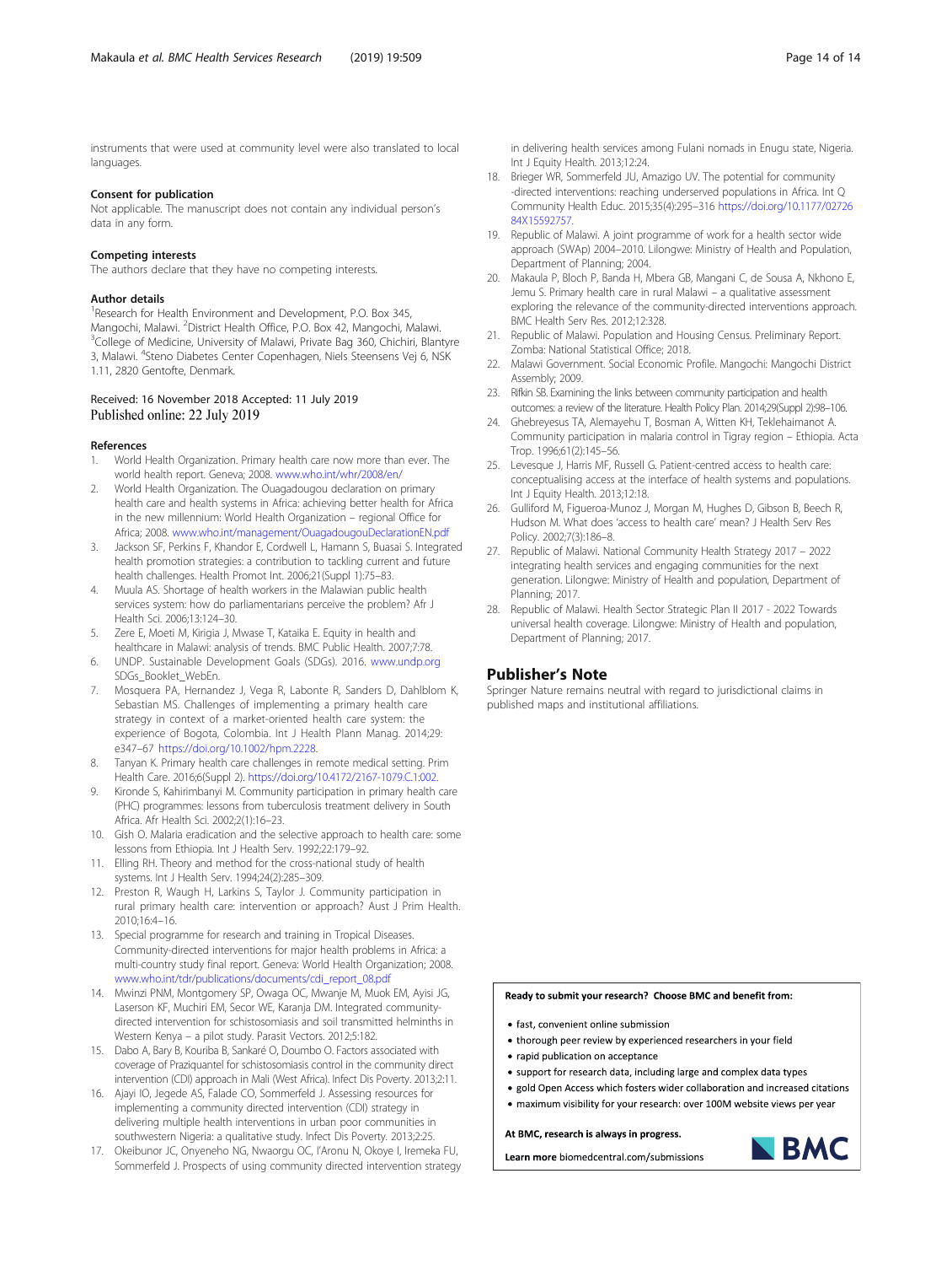instruments that were used at community level were also translated to local languages.

### Consent for publication

Not applicable. The manuscript does not contain any individual person's data in any form.

### Competing interests

The authors declare that they have no competing interests.

### Author details

[1]Research for Health Environment and Development, P.O. Box 345, Mangochi, Malawi. [2]District Health Office, P.O. Box 42, Mangochi, Malawi. [3]College of Medicine, University of Malawi, Private Bag 360, Chichiri, Blantyre 3, Malawi. [4]Steno Diabetes Center Copenhagen, Niels Steensens Vej 6, NSK 1.11, 2820 Gentofte, Denmark.

Received: 16 November 2018 Accepted: 11 July 2019
Published online: 22 July 2019

### References

1. World Health Organization. Primary health care now more than ever. The world health report. Geneva; 2008. www.who.int/whr/2008/en/
2. World Health Organization. The Ouagadougou declaration on primary health care and health systems in Africa: achieving better health for Africa in the new millennium: World Health Organization – regional Office for Africa; 2008. www.who.int/management/OuagadougouDeclarationEN.pdf
3. Jackson SF, Perkins F, Khandor E, Cordwell L, Hamann S, Buasai S. Integrated health promotion strategies: a contribution to tackling current and future health challenges. Health Promot Int. 2006;21(Suppl 1):75–83.
4. Muula AS. Shortage of health workers in the Malawian public health services system: how do parliamentarians perceive the problem? Afr J Health Sci. 2006;13:124–30.
5. Zere E, Moeti M, Kirigia J, Mwase T, Kataika E. Equity in health and healthcare in Malawi: analysis of trends. BMC Public Health. 2007;7:78.
6. UNDP. Sustainable Development Goals (SDGs). 2016. www.undp.org SDGs_Booklet_WebEn.
7. Mosquera PA, Hernandez J, Vega R, Labonte R, Sanders D, Dahlblom K, Sebastian MS. Challenges of implementing a primary health care strategy in context of a market-oriented health care system: the experience of Bogota, Colombia. Int J Health Plann Manag. 2014;29:e347–67 https://doi.org/10.1002/hpm.2228.
8. Tanyan K. Primary health care challenges in remote medical setting. Prim Health Care. 2016;6(Suppl 2). https://doi.org/10.4172/2167-1079.C.1:002.
9. Kironde S, Kahirimbanyi M. Community participation in primary health care (PHC) programmes: lessons from tuberculosis treatment delivery in South Africa. Afr Health Sci. 2002;2(1):16–23.
10. Gish O. Malaria eradication and the selective approach to health care: some lessons from Ethiopia. Int J Health Serv. 1992;22:179–92.
11. Elling RH. Theory and method for the cross-national study of health systems. Int J Health Serv. 1994;24(2):285–309.
12. Preston R, Waugh H, Larkins S, Taylor J. Community participation in rural primary health care: intervention or approach? Aust J Prim Health. 2010;16:4–16.
13. Special programme for research and training in Tropical Diseases. Community-directed interventions for major health problems in Africa: a multi-country study final report. Geneva: World Health Organization; 2008. www.who.int/tdr/publications/documents/cdi_report_08.pdf
14. Mwinzi PNM, Montgomery SP, Owaga OC, Mwanje M, Muok EM, Ayisi JG, Laserson KF, Muchiri EM, Secor WE, Karanja DM. Integrated community-directed intervention for schistosomiasis and soil transmitted helminths in Western Kenya – a pilot study. Parasit Vectors. 2012;5:182.
15. Dabo A, Bary B, Kouriba B, Sankaré O, Doumbo O. Factors associated with coverage of Praziquantel for schistosomiasis control in the community direct intervention (CDI) approach in Mali (West Africa). Infect Dis Poverty. 2013;2:11.
16. Ajayi IO, Jegede AS, Falade CO, Sommerfeld J. Assessing resources for implementing a community directed intervention (CDI) strategy in delivering multiple health interventions in urban poor communities in southwestern Nigeria: a qualitative study. Infect Dis Poverty. 2013;2:25.
17. Okeibunor JC, Onyeneho NG, Nwaorgu OC, I'Aronu N, Okoye I, Iremeka FU, Sommerfeld J. Prospects of using community directed intervention strategy in delivering health services among Fulani nomads in Enugu state, Nigeria. Int J Equity Health. 2013;12:24.
18. Brieger WR, Sommerfeld JU, Amazigo UV. The potential for community -directed interventions: reaching underserved populations in Africa. Int Q Community Health Educ. 2015;35(4):295–316 https://doi.org/10.1177/0272684X15592757.
19. Republic of Malawi. A joint programme of work for a health sector wide approach (SWAp) 2004–2010. Lilongwe: Ministry of Health and Population, Department of Planning; 2004.
20. Makaula P, Bloch P, Banda H, Mbera GB, Mangani C, de Sousa A, Nkhono E, Jemu S. Primary health care in rural Malawi – a qualitative assessment exploring the relevance of the community-directed interventions approach. BMC Health Serv Res. 2012;12:328.
21. Republic of Malawi. Population and Housing Census. Preliminary Report. Zomba: National Statistical Office; 2018.
22. Malawi Government. Social Economic Profile. Mangochi: Mangochi District Assembly; 2009.
23. Rifkin SB. Examining the links between community participation and health outcomes: a review of the literature. Health Policy Plan. 2014;29(Suppl 2):98–106.
24. Ghebreyesus TA, Alemayehu T, Bosman A, Witten KH, Teklehaimanot A. Community participation in malaria control in Tigray region – Ethiopia. Acta Trop. 1996;61(2):145–56.
25. Levesque J, Harris MF, Russell G. Patient-centred access to health care: conceptualising access at the interface of health systems and populations. Int J Equity Health. 2013;12:18.
26. Gulliford M, Figueroa-Munoz J, Morgan M, Hughes D, Gibson B, Beech R, Hudson M. What does 'access to health care' mean? J Health Serv Res Policy. 2002;7(3):186–8.
27. Republic of Malawi. National Community Health Strategy 2017 – 2022 integrating health services and engaging communities for the next generation. Lilongwe: Ministry of Health and population, Department of Planning; 2017.
28. Republic of Malawi. Health Sector Strategic Plan II 2017 - 2022 Towards universal health coverage. Lilongwe: Ministry of Health and population, Department of Planning; 2017.

## Publisher's Note

Springer Nature remains neutral with regard to jurisdictional claims in published maps and institutional affiliations.

**Ready to submit your research? Choose BMC and benefit from:**

- fast, convenient online submission
- thorough peer review by experienced researchers in your field
- rapid publication on acceptance
- support for research data, including large and complex data types
- gold Open Access which fosters wider collaboration and increased citations
- maximum visibility for your research: over 100M website views per year

**At BMC, research is always in progress.**

**Learn more** biomedcentral.com/submissions